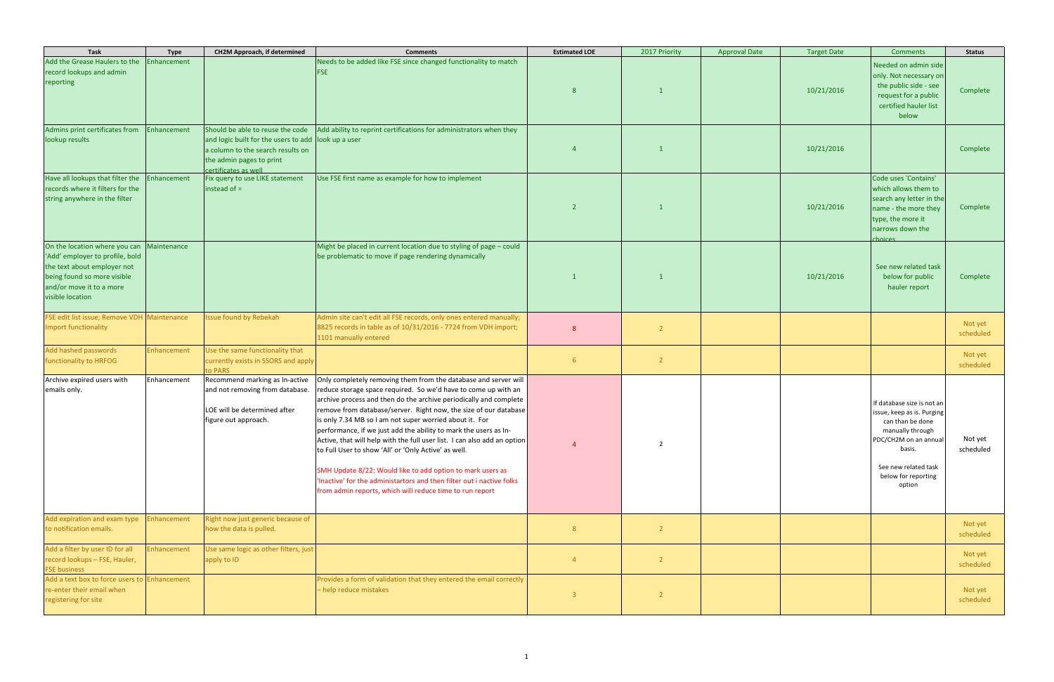| Task | Type | CH2M Approach, if determined | Comments | Estimated LOE | 2017 Priority | Approval Date | Target Date | Comments | Status |
|---|---|---|---|---|---|---|---|---|---|
| Add the Grease Haulers to the record lookups and admin reporting | Enhancement | | Needs to be added like FSE since changed functionality to match FSE | 8 | 1 | | 10/21/2016 | Needed on admin side only. Not necessary on the public side - see request for a public certified hauler list below | Complete |
| Admins print certificates from lookup results | Enhancement | Should be able to reuse the code and logic built for the users to add a column to the search results on the admin pages to print certificates as well | Add ability to reprint certifications for administrators when they look up a user | 4 | 1 | | 10/21/2016 | | Complete |
| Have all lookups that filter the records where it filters for the string anywhere in the filter | Enhancement | Fix query to use LIKE statement instead of = | Use FSE first name as example for how to implement | 2 | 1 | | 10/21/2016 | Code uses 'Contains' which allows them to search any letter in the name - the more they type, the more it narrows down the choices | Complete |
| On the location where you can 'Add' employer to profile, bold the text about employer not being found so more visible and/or move it to a more visible location | Maintenance | | Might be placed in current location due to styling of page – could be problematic to move if page rendering dynamically | 1 | 1 | | 10/21/2016 | See new related task below for public hauler report | Complete |
| FSE edit list issue; Remove VDH Import functionality | Maintenance | Issue found by Rebekah | Admin site can't edit all FSE records, only ones entered manually; 8825 records in table as of 10/31/2016 - 7724 from VDH import; 1101 manually entered | 8 | 2 | | | | Not yet scheduled |
| Add hashed passwords functionality to HRFOG | Enhancement | Use the same functionality that currently exists in SSORS and apply to PARS | | 6 | 2 | | | | Not yet scheduled |
| Archive expired users with emails only. | Enhancement | Recommend marking as In-active and not removing from database.<br><br>LOE will be determined after figure out approach. | Only completely removing them from the database and server will reduce storage space required. So we'd have to come up with an archive process and then do the archive periodically and complete remove from database/server. Right now, the size of our database is only 7.34 MB so I am not super worried about it. For performance, if we just add the ability to mark the users as In-Active, that will help with the full user list. I can also add an option to Full User to show 'All' or 'Only Active' as well.<br><br>SMH Update 8/22: Would like to add option to mark users as 'Inactive' for the administartors and then filter out i nactive folks from admin reports, which will reduce time to run report | 4 | 2 | | | If database size is not an issue, keep as is. Purging can than be done manually through PDC/CH2M on an annual basis.<br><br>See new related task below for reporting option | Not yet scheduled |
| Add expiration and exam type to notification emails. | Enhancement | Right now just generic because of how the data is pulled. | | 8 | 2 | | | | Not yet scheduled |
| Add a filter by user ID for all record lookups – FSE, Hauler, FSE business | Enhancement | Use same logic as other filters, just apply to ID | | 4 | 2 | | | | Not yet scheduled |
| Add a text box to force users to re-enter their email when registering for site | Enhancement | | Provides a form of validation that they entered the email correctly – help reduce mistakes | 3 | 2 | | | | Not yet scheduled |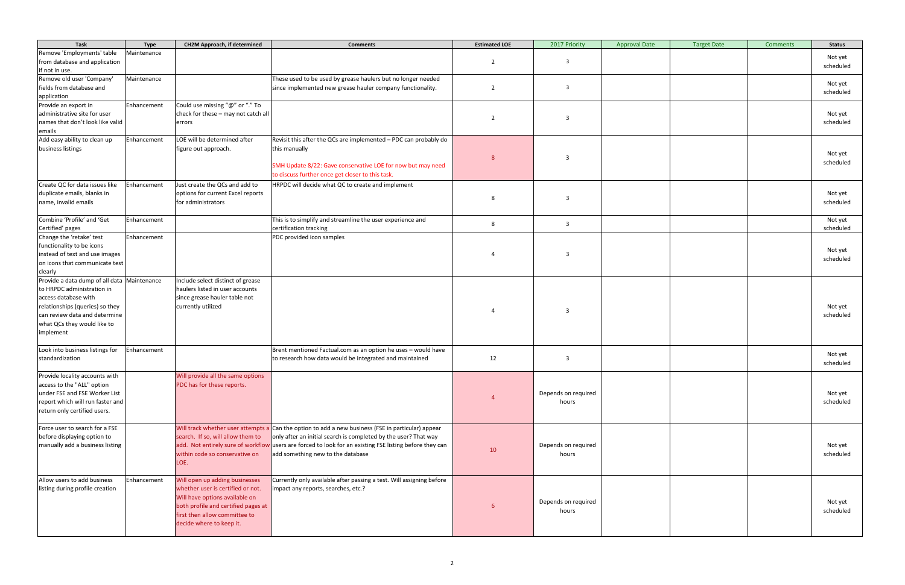| Task | Type | CH2M Approach, if determined | Comments | Estimated LOE | 2017 Priority | Approval Date | Target Date | Comments | Status |
|---|---|---|---|---|---|---|---|---|---|
| Remove 'Employments' table from database and application if not in use. | Maintenance | | | 2 | 3 | | | | Not yet scheduled |
| Remove old user 'Company' fields from database and application | Maintenance | | These used to be used by grease haulers but no longer needed since implemented new grease hauler company functionality. | 2 | 3 | | | | Not yet scheduled |
| Provide an export in administrative site for user names that don't look like valid emails | Enhancement | Could use missing "@" or "." To check for these – may not catch all errors | | 2 | 3 | | | | Not yet scheduled |
| Add easy ability to clean up business listings | Enhancement | LOE will be determined after figure out approach. | Revisit this after the QCs are implemented – PDC can probably do this manually<br><br>SMH Update 8/22: Gave conservative LOE for now but may need to discuss further once get closer to this task. | 8 | 3 | | | | Not yet scheduled |
| Create QC for data issues like duplicate emails, blanks in name, invalid emails | Enhancement | Just create the QCs and add to options for current Excel reports for administrators | HRPDC will decide what QC to create and implement | 8 | 3 | | | | Not yet scheduled |
| Combine 'Profile' and 'Get Certified' pages | Enhancement | | This is to simplify and streamline the user experience and certification tracking | 8 | 3 | | | | Not yet scheduled |
| Change the 'retake' test functionality to be icons instead of text and use images on icons that communicate test clearly | Enhancement | | PDC provided icon samples | 4 | 3 | | | | Not yet scheduled |
| Provide a data dump of all data to HRPDC administration in access database with relationships (queries) so they can review data and determine what QCs they would like to implement | Maintenance | Include select distinct of grease haulers listed in user accounts since grease hauler table not currently utilized | | 4 | 3 | | | | Not yet scheduled |
| Look into business listings for standardization | Enhancement | | Brent mentioned Factual.com as an option he uses – would have to research how data would be integrated and maintained | 12 | 3 | | | | Not yet scheduled |
| Provide locality accounts with access to the "ALL" option under FSE and FSE Worker List report which will run faster and return only certified users. | | Will provide all the same options PDC has for these reports. | | 4 | Depends on required hours | | | | Not yet scheduled |
| Force user to search for a FSE before displaying option to manually add a business listing | | Will track whether user attempts a search. If so, will allow them to add. Not entirely sure of workflow within code so conservative on LOE. | Can the option to add a new business (FSE in particular) appear only after an initial search is completed by the user? That way users are forced to look for an existing FSE listing before they can add something new to the database | 10 | Depends on required hours | | | | Not yet scheduled |
| Allow users to add business listing during profile creation | Enhancement | Will open up adding businesses whether user is certified or not. Will have options available on both profile and certified pages at first then allow committee to decide where to keep it. | Currently only available after passing a test. Will assigning before impact any reports, searches, etc.? | 6 | Depends on required hours | | | | Not yet scheduled |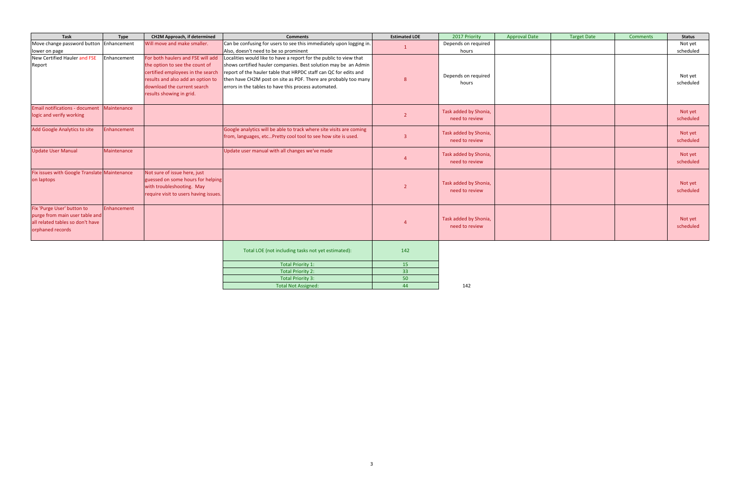| Task | Type | CH2M Approach, if determined | Comments | Estimated LOE | 2017 Priority | Approval Date | Target Date | Comments | Status |
|---|---|---|---|---|---|---|---|---|---|
| Move change password button lower on page | Enhancement | Will move and make smaller. | Can be confusing for users to see this immediately upon logging in. Also, doesn't need to be so prominent | 1 | Depends on required hours | | | | Not yet scheduled |
| New Certified Hauler and FSE Report | Enhancement | For both haulers and FSE will add the option to see the count of certified employees in the search results and also add an option to download the current search results showing in grid. | Localities would like to have a report for the public to view that shows certified hauler companies. Best solution may be an Admin report of the hauler table that HRPDC staff can QC for edits and then have CH2M post on site as PDF. There are probably too many errors in the tables to have this process automated. | 8 | Depends on required hours | | | | Not yet scheduled |
| Email notifications - document logic and verify working | Maintenance | | | 2 | Task added by Shonia, need to review | | | | Not yet scheduled |
| Add Google Analytics to site | Enhancement | | Google analytics will be able to track where site visits are coming from, languages, etc…Pretty cool tool to see how site is used. | 3 | Task added by Shonia, need to review | | | | Not yet scheduled |
| Update User Manual | Maintenance | | Update user manual with all changes we've made | 4 | Task added by Shonia, need to review | | | | Not yet scheduled |
| Fix issues with Google Translate on laptops | Maintenance | Not sure of issue here, just guessed on some hours for helping with troubleshooting. May require visit to users having issues. | | 2 | Task added by Shonia, need to review | | | | Not yet scheduled |
| Fix 'Purge User' button to purge from main user table and all related tables so don't have orphaned records | Enhancement | | | 4 | Task added by Shonia, need to review | | | | Not yet scheduled |

| | |
|---|---|
| Total LOE (not including tasks not yet estimated): | 142 |
| Total Priority 1: | 15 |
| Total Priority 2: | 33 |
| Total Priority 3: | 50 |
| Total Not Assigned: | 44 |

142